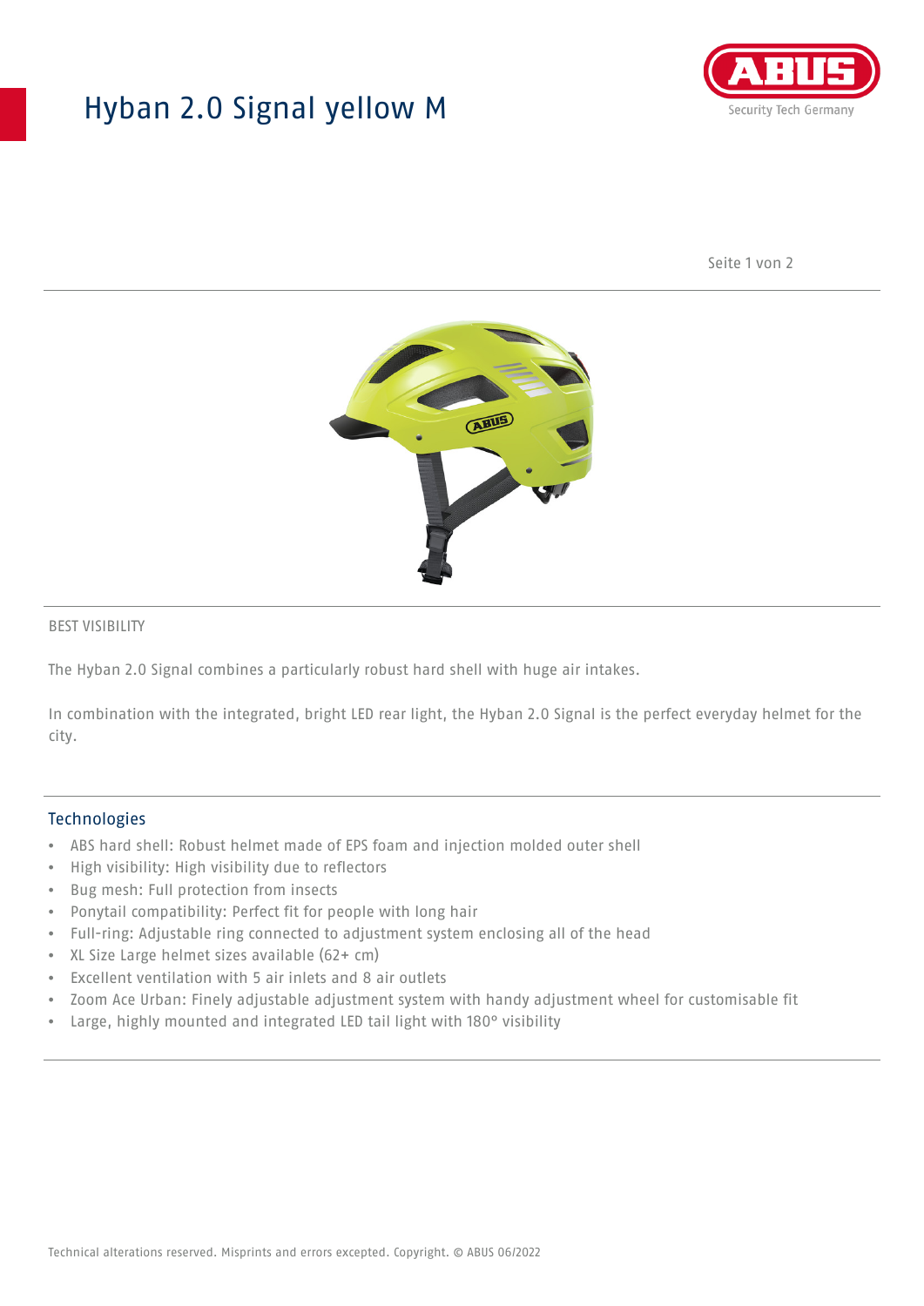# Hyban 2.0 Signal yellow M

BEST VISIBILITY

The Hyban 2.0 Signal combines a particularly robust hard shell with huge air intakes.

In combination with the integrated, bright LED rear light, the Hyban 2.0 Signal is the perfect everyday helmet for the city.

## Technologies

- ABS hard shell: Robust helmet made of EPS foam and injection molded outer shell
- High visibility: High visibility due to reflectors
- Bug mesh: Full protection from insects
- Ponytail compatibility: Perfect fit for people with long hair
- Full-ring: Adjustable ring connected to adjustment system enclosing all of the head
- XL Size Large helmet sizes available (62+ cm)
- Excellent ventilation with 5 air inlets and 8 air outlets
- Zoom Ace Urban: Finely adjustable adjustment system with handy adjustment wheel for customisable fit
- Large, highly mounted and integrated LED tail light with 180° visibility

Technical alterations reserved. Misprints and errors excepted. Copyright. © ABUS 06/2022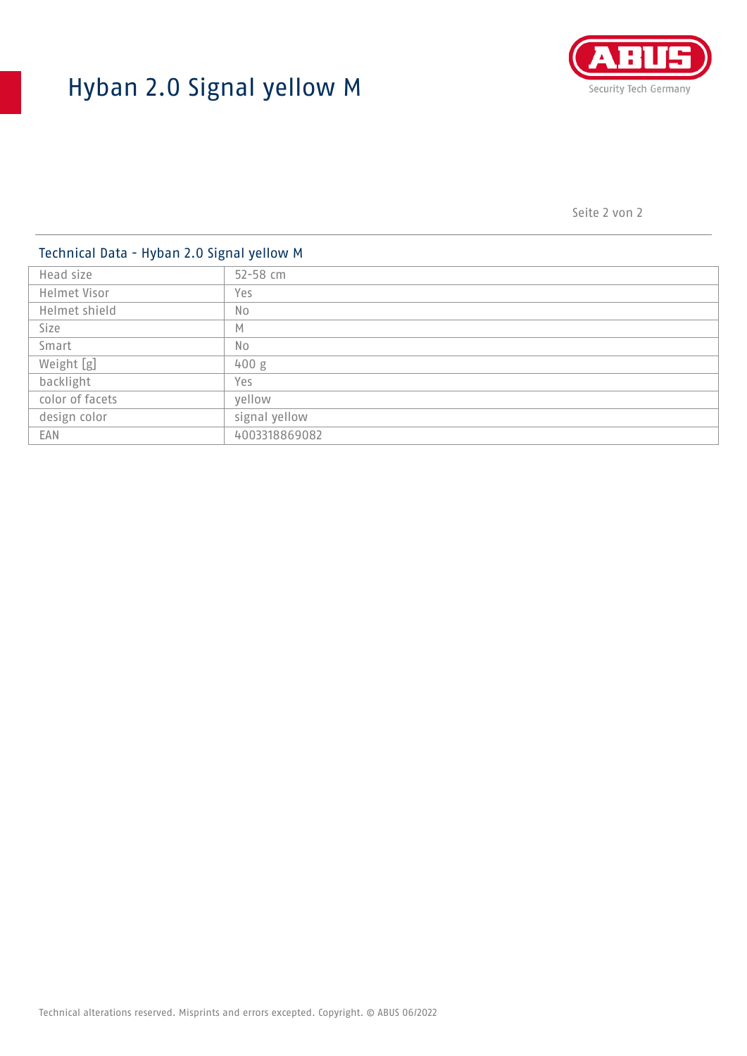# Hyban 2.0 Signal yellow M

## Technical Data - Hyban 2.0 Signal yellow M

| | |
|---|---|
| Head size | 52-58 cm |
| Helmet Visor | Yes |
| Helmet shield | No |
| Size | M |
| Smart | No |
| Weight [g] | 400 g |
| backlight | Yes |
| color of facets | yellow |
| design color | signal yellow |
| EAN | 4003318869082 |

Technical alterations reserved. Misprints and errors excepted. Copyright. © ABUS 06/2022